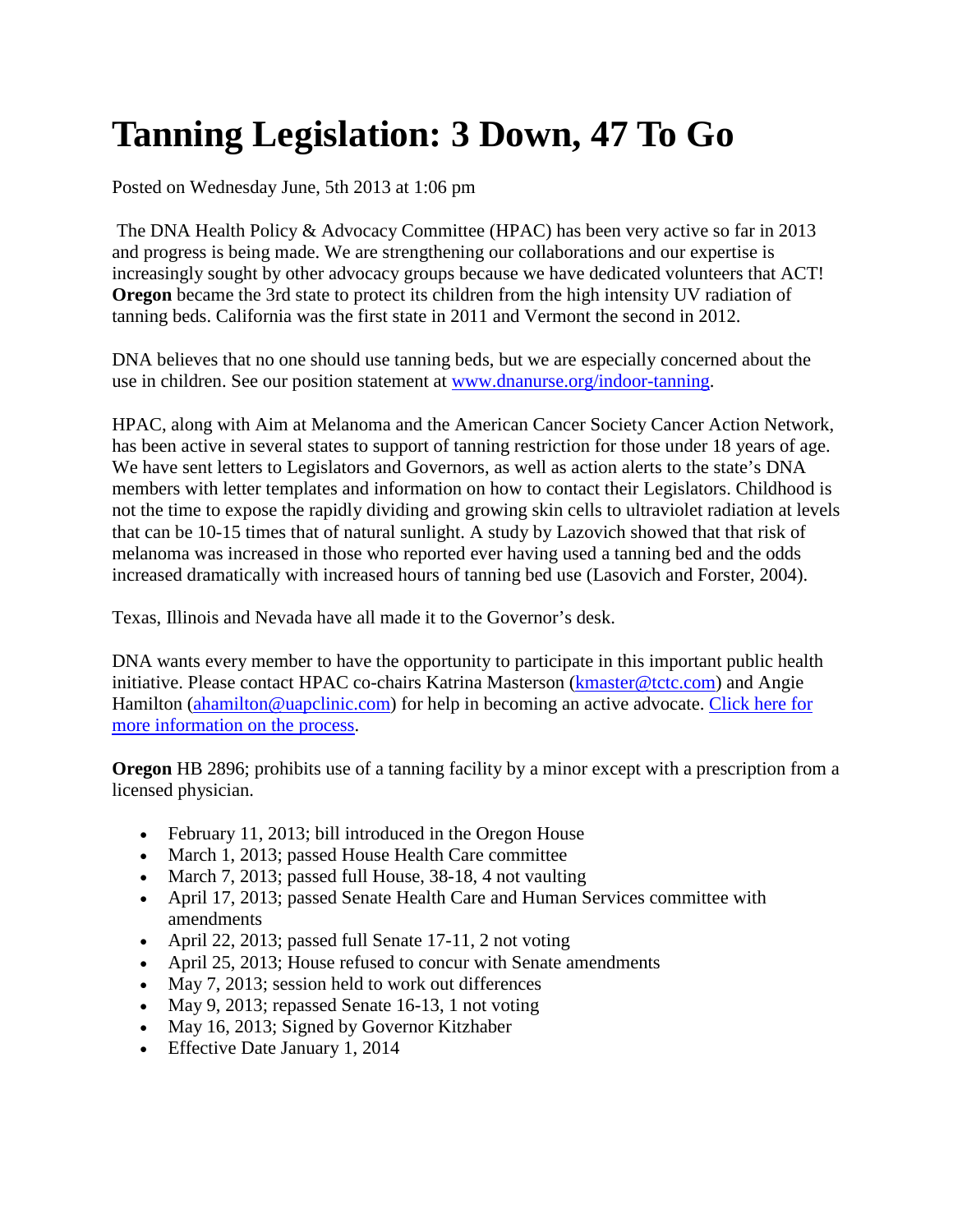# Tanning Legislation: 3 Down, 47 To Go

Posted on Wednesday June, 5th 2013 at 1:06 pm

The DNA Health Policy & Advocacy Committee (HPAC) has been very active so far in 2013 and progress is being made. We are strengthening our collaborations and our expertise is increasingly sought by other advocacy groups because we have dedicated volunteers that ACT! **Oregon** became the 3rd state to protect its children from the high intensity UV radiation of tanning beds. California was the first state in 2011 and Vermont the second in 2012.

DNA believes that no one should use tanning beds, but we are especially concerned about the use in children. See our position statement at [www.dnanurse.org/indoor-tanning](www.dnanurse.org/indoor-tanning).

HPAC, along with Aim at Melanoma and the American Cancer Society Cancer Action Network, has been active in several states to support of tanning restriction for those under 18 years of age. We have sent letters to Legislators and Governors, as well as action alerts to the state's DNA members with letter templates and information on how to contact their Legislators. Childhood is not the time to expose the rapidly dividing and growing skin cells to ultraviolet radiation at levels that can be 10-15 times that of natural sunlight. A study by Lazovich showed that that risk of melanoma was increased in those who reported ever having used a tanning bed and the odds increased dramatically with increased hours of tanning bed use (Lasovich and Forster, 2004).

Texas, Illinois and Nevada have all made it to the Governor's desk.

DNA wants every member to have the opportunity to participate in this important public health initiative. Please contact HPAC co-chairs Katrina Masterson (kmaster@tctc.com) and Angie Hamilton (ahamilton@uapclinic.com) for help in becoming an active advocate. Click here for more information on the process.

**Oregon** HB 2896; prohibits use of a tanning facility by a minor except with a prescription from a licensed physician.

- February 11, 2013; bill introduced in the Oregon House
- March 1, 2013; passed House Health Care committee
- March 7, 2013; passed full House, 38-18, 4 not vaulting
- April 17, 2013; passed Senate Health Care and Human Services committee with amendments
- April 22, 2013; passed full Senate 17-11, 2 not voting
- April 25, 2013; House refused to concur with Senate amendments
- May 7, 2013; session held to work out differences
- May 9, 2013; repassed Senate 16-13, 1 not voting
- May 16, 2013; Signed by Governor Kitzhaber
- Effective Date January 1, 2014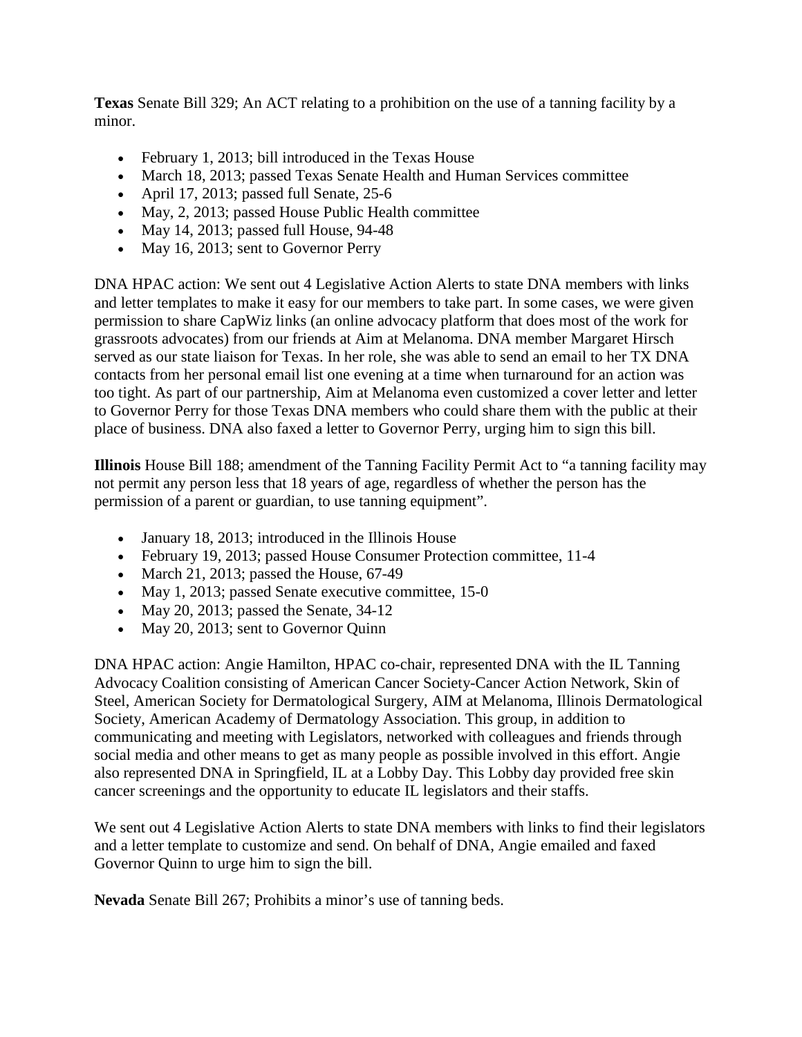**Texas** Senate Bill 329; An ACT relating to a prohibition on the use of a tanning facility by a minor.

- February 1, 2013; bill introduced in the Texas House
- March 18, 2013; passed Texas Senate Health and Human Services committee
- April 17, 2013; passed full Senate, 25-6
- May, 2, 2013; passed House Public Health committee
- May 14, 2013; passed full House, 94-48
- May 16, 2013; sent to Governor Perry

DNA HPAC action: We sent out 4 Legislative Action Alerts to state DNA members with links and letter templates to make it easy for our members to take part. In some cases, we were given permission to share CapWiz links (an online advocacy platform that does most of the work for grassroots advocates) from our friends at Aim at Melanoma. DNA member Margaret Hirsch served as our state liaison for Texas. In her role, she was able to send an email to her TX DNA contacts from her personal email list one evening at a time when turnaround for an action was too tight. As part of our partnership, Aim at Melanoma even customized a cover letter and letter to Governor Perry for those Texas DNA members who could share them with the public at their place of business. DNA also faxed a letter to Governor Perry, urging him to sign this bill.

**Illinois** House Bill 188; amendment of the Tanning Facility Permit Act to "a tanning facility may not permit any person less that 18 years of age, regardless of whether the person has the permission of a parent or guardian, to use tanning equipment".

- January 18, 2013; introduced in the Illinois House
- February 19, 2013; passed House Consumer Protection committee, 11-4
- March 21, 2013; passed the House, 67-49
- May 1, 2013; passed Senate executive committee, 15-0
- May 20, 2013; passed the Senate, 34-12
- May 20, 2013; sent to Governor Quinn

DNA HPAC action: Angie Hamilton, HPAC co-chair, represented DNA with the IL Tanning Advocacy Coalition consisting of American Cancer Society-Cancer Action Network, Skin of Steel, American Society for Dermatological Surgery, AIM at Melanoma, Illinois Dermatological Society, American Academy of Dermatology Association. This group, in addition to communicating and meeting with Legislators, networked with colleagues and friends through social media and other means to get as many people as possible involved in this effort. Angie also represented DNA in Springfield, IL at a Lobby Day. This Lobby day provided free skin cancer screenings and the opportunity to educate IL legislators and their staffs.

We sent out 4 Legislative Action Alerts to state DNA members with links to find their legislators and a letter template to customize and send. On behalf of DNA, Angie emailed and faxed Governor Quinn to urge him to sign the bill.

**Nevada** Senate Bill 267; Prohibits a minor's use of tanning beds.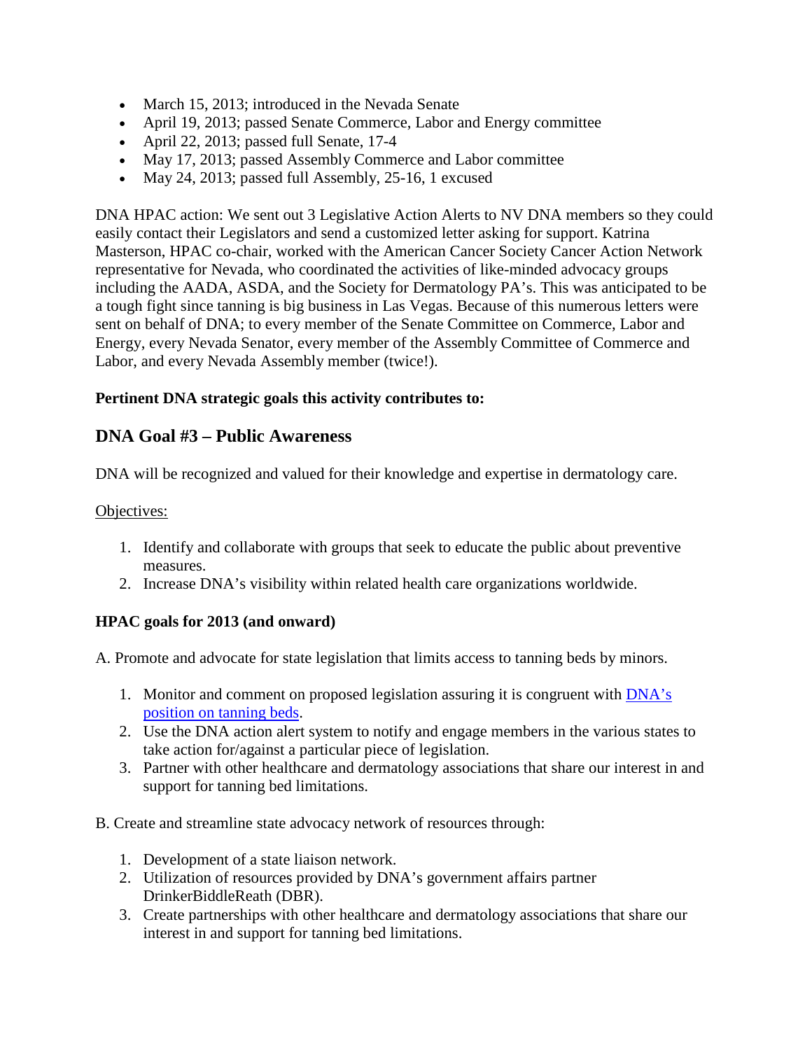- March 15, 2013; introduced in the Nevada Senate
- April 19, 2013; passed Senate Commerce, Labor and Energy committee
- April 22, 2013; passed full Senate, 17-4
- May 17, 2013; passed Assembly Commerce and Labor committee
- May 24, 2013; passed full Assembly, 25-16, 1 excused

DNA HPAC action: We sent out 3 Legislative Action Alerts to NV DNA members so they could easily contact their Legislators and send a customized letter asking for support. Katrina Masterson, HPAC co-chair, worked with the American Cancer Society Cancer Action Network representative for Nevada, who coordinated the activities of like-minded advocacy groups including the AADA, ASDA, and the Society for Dermatology PA's. This was anticipated to be a tough fight since tanning is big business in Las Vegas. Because of this numerous letters were sent on behalf of DNA; to every member of the Senate Committee on Commerce, Labor and Energy, every Nevada Senator, every member of the Assembly Committee of Commerce and Labor, and every Nevada Assembly member (twice!).

**Pertinent DNA strategic goals this activity contributes to:**

## DNA Goal #3 – Public Awareness

DNA will be recognized and valued for their knowledge and expertise in dermatology care.

Objectives:

1. Identify and collaborate with groups that seek to educate the public about preventive measures.
2. Increase DNA's visibility within related health care organizations worldwide.

**HPAC goals for 2013 (and onward)**

A. Promote and advocate for state legislation that limits access to tanning beds by minors.

1. Monitor and comment on proposed legislation assuring it is congruent with DNA's position on tanning beds.
2. Use the DNA action alert system to notify and engage members in the various states to take action for/against a particular piece of legislation.
3. Partner with other healthcare and dermatology associations that share our interest in and support for tanning bed limitations.

B. Create and streamline state advocacy network of resources through:

1. Development of a state liaison network.
2. Utilization of resources provided by DNA's government affairs partner DrinkerBiddleReath (DBR).
3. Create partnerships with other healthcare and dermatology associations that share our interest in and support for tanning bed limitations.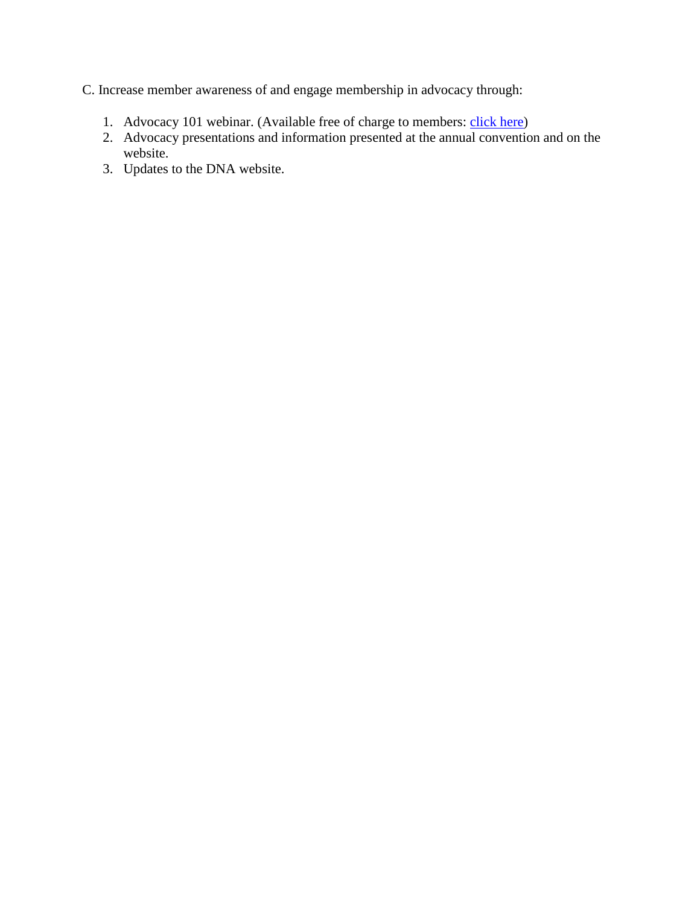C. Increase member awareness of and engage membership in advocacy through:

1. Advocacy 101 webinar. (Available free of charge to members: click here)
2. Advocacy presentations and information presented at the annual convention and on the website.
3. Updates to the DNA website.